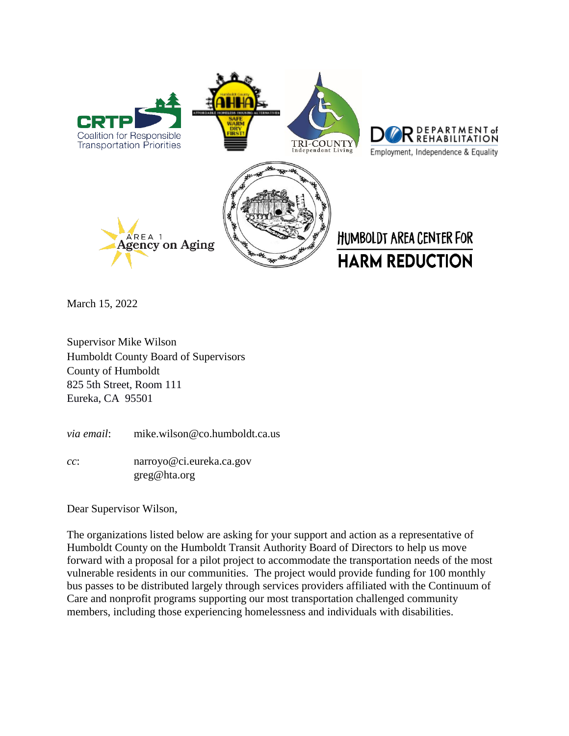CRTP Coalition for Responsible Transportation Priorities

AHHA Affordable Homeless Housing Alternatives — Safe Warm Dry First!

TRI-COUNTY Independent Living

DOR Department of Rehabilitation — Employment, Independence & Equality

Area 1 Agency on Aging

Humboldt Area Center for Harm Reduction

March 15, 2022

Supervisor Mike Wilson
Humboldt County Board of Supervisors
County of Humboldt
825 5th Street, Room 111
Eureka, CA 95501

*via email*: mike.wilson@co.humboldt.ca.us

*cc*: narroyo@ci.eureka.ca.gov
greg@hta.org

Dear Supervisor Wilson,

The organizations listed below are asking for your support and action as a representative of Humboldt County on the Humboldt Transit Authority Board of Directors to help us move forward with a proposal for a pilot project to accommodate the transportation needs of the most vulnerable residents in our communities. The project would provide funding for 100 monthly bus passes to be distributed largely through services providers affiliated with the Continuum of Care and nonprofit programs supporting our most transportation challenged community members, including those experiencing homelessness and individuals with disabilities.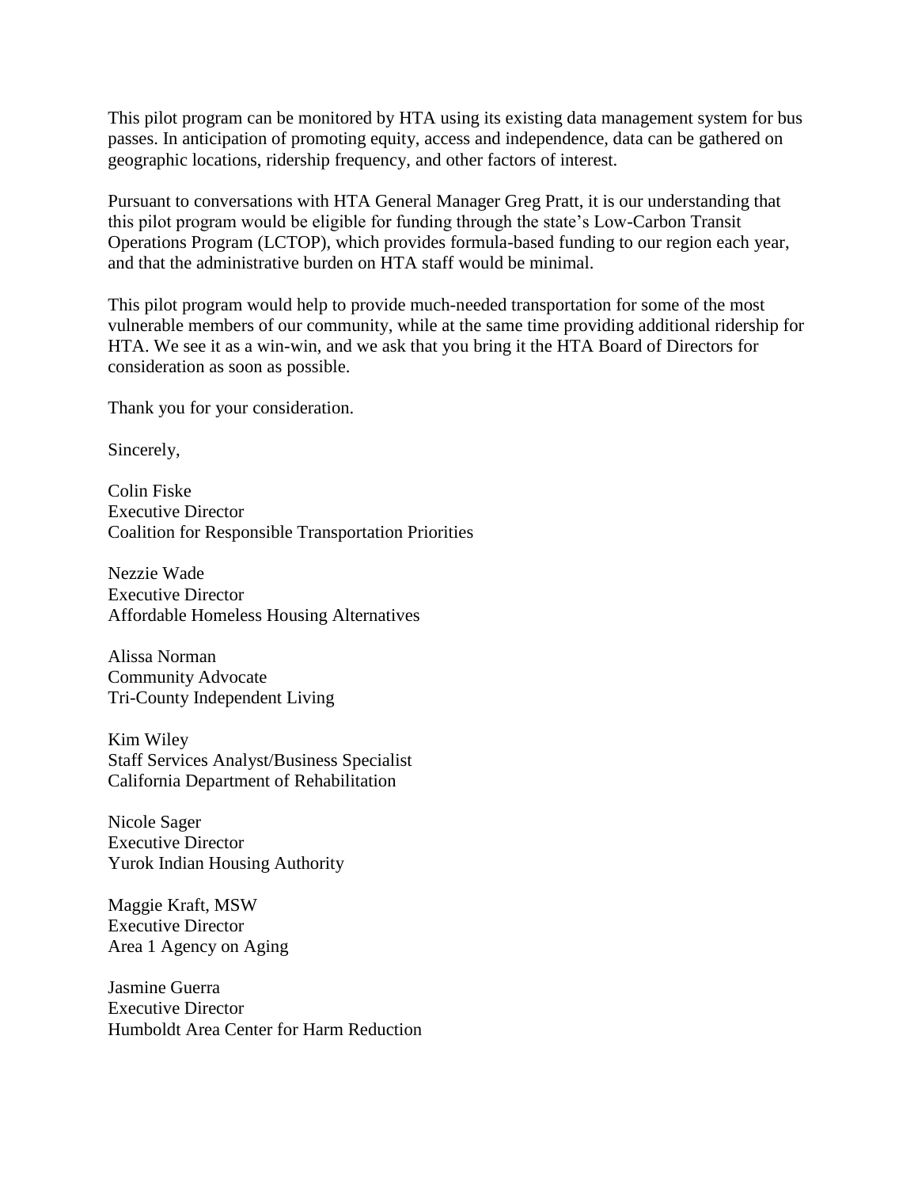This pilot program can be monitored by HTA using its existing data management system for bus passes. In anticipation of promoting equity, access and independence, data can be gathered on geographic locations, ridership frequency, and other factors of interest.

Pursuant to conversations with HTA General Manager Greg Pratt, it is our understanding that this pilot program would be eligible for funding through the state's Low-Carbon Transit Operations Program (LCTOP), which provides formula-based funding to our region each year, and that the administrative burden on HTA staff would be minimal.

This pilot program would help to provide much-needed transportation for some of the most vulnerable members of our community, while at the same time providing additional ridership for HTA. We see it as a win-win, and we ask that you bring it the HTA Board of Directors for consideration as soon as possible.

Thank you for your consideration.

Sincerely,

Colin Fiske
Executive Director
Coalition for Responsible Transportation Priorities

Nezzie Wade
Executive Director
Affordable Homeless Housing Alternatives

Alissa Norman
Community Advocate
Tri-County Independent Living

Kim Wiley
Staff Services Analyst/Business Specialist
California Department of Rehabilitation

Nicole Sager
Executive Director
Yurok Indian Housing Authority

Maggie Kraft, MSW
Executive Director
Area 1 Agency on Aging

Jasmine Guerra
Executive Director
Humboldt Area Center for Harm Reduction